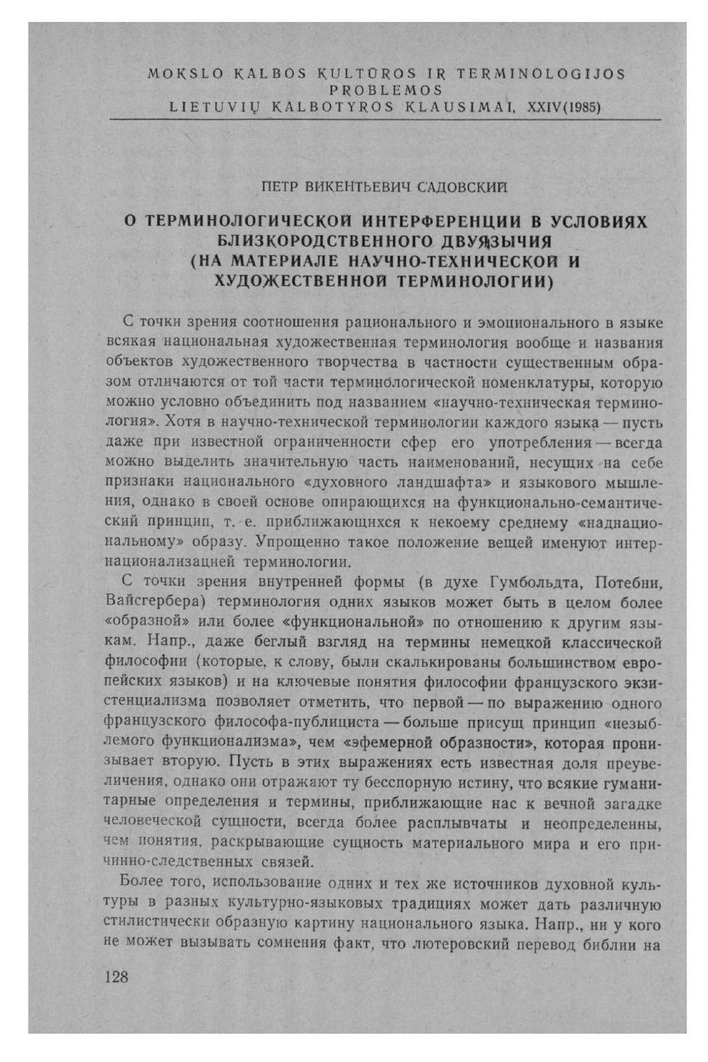ПЕТР ВИКЕНТЬЕВИЧ САДОВСКИЙ

# О ТЕРМИНОЛОГИЧЕСКОЙ ИНТЕРФЕРЕНЦИИ В УСЛОВИЯХ БЛИЗКОРОДСТВЕННОГО ДВУЯЗЫЧИЯ (НА МАТЕРИАЛЕ НАУЧНО-ТЕХНИЧЕСКОЙ И ХУДОЖЕСТВЕННОЙ ТЕРМИНОЛОГИИ)

С точки зрения соотношения рационального и эмоционального в языке всякая национальная художественная терминология вообще и названия объектов художественного творчества в частности существенным образом отличаются от той части терминологической номенклатуры, которую можно условно объединить под названием «научно-техническая терминология». Хотя в научно-технической терминологии каждого языка — пусть даже при известной ограниченности сфер его употребления — всегда можно выделить значительную часть наименований, несущих на себе признаки национального «духовного ландшафта» и языкового мышления, однако в своей основе опирающихся на функционально-семантический принцип, т. е. приближающихся к некоему среднему «наднациональному» образу. Упрощенно такое положение вещей именуют интернационализацией терминологии.

С точки зрения внутренней формы (в духе Гумбольдта, Потебни, Вайсгербера) терминология одних языков может быть в целом более «образной» или более «функциональной» по отношению к другим языкам. Напр., даже беглый взгляд на термины немецкой классической философии (которые, к слову, были скалькированы большинством европейских языков) и на ключевые понятия философии французского экзистенциализма позволяет отметить, что первой — по выражению одного французского философа-публициста — больше присущ принцип «незыблемого функционализма», чем «эфемерной образности», которая пронизывает вторую. Пусть в этих выражениях есть известная доля преувеличения, однако они отражают ту бесспорную истину, что всякие гуманитарные определения и термины, приближающие нас к вечной загадке человеческой сущности, всегда более расплывчаты и неопределенны, чем понятия, раскрывающие сущность материального мира и его причинно-следственных связей.

Более того, использование одних и тех же источников духовной культуры в разных культурно-языковых традициях может дать различную стилистически образную картину национального языка. Напр., ни у кого не может вызывать сомнения факт, что лютеровский перевод библии на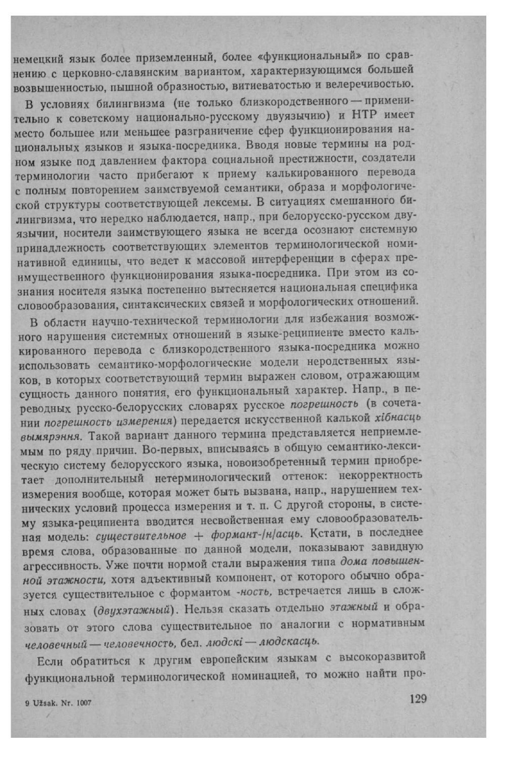немецкий язык более приземленный, более «функциональный» по сравнению с церковно-славянским вариантом, характеризующимся большей возвышенностью, пышной образностью, витиеватостью и велеречивостью.

В условиях билингвизма (не только близкородственного — применительно к советскому национально-русскому двуязычию) и НТР имеет место большее или меньшее разграничение сфер функционирования национальных языков и языка-посредника. Вводя новые термины на родном языке под давлением фактора социальной престижности, создатели терминологии часто прибегают к приему калькированного перевода с полным повторением заимствуемой семантики, образа и морфологической структуры соответствующей лексемы. В ситуациях смешанного билингвизма, что нередко наблюдается, напр., при белорусско-русском двуязычии, носители заимствующего языка не всегда осознают системную принадлежность соответствующих элементов терминологической номинативной единицы, что ведет к массовой интерференции в сферах преимущественного функционирования языка-посредника. При этом из сознания носителя языка постепенно вытесняется национальная специфика словообразования, синтаксических связей и морфологических отношений.

В области научно-технической терминологии для избежания возможного нарушения системных отношений в языке-реципиенте вместо калькированного перевода с близкородственного языка-посредника можно использовать семантико-морфологические модели неродственных языков, в которых соответствующий термин выражен словом, отражающим сущность данного понятия, его функциональный характер. Напр., в переводных русско-белорусских словарях русское *погрешность* (в сочетании *погрешность измерения*) передается искусственной калькой *хібнасць вымярэння*. Такой вариант данного термина представляется неприемлемым по ряду причин. Во-первых, вписываясь в общую семантико-лексическую систему белорусского языка, новоизобретенный термин приобретает дополнительный нетерминологический оттенок: некорректность измерения вообще, которая может быть вызвана, напр., нарушением технических условий процесса измерения и т. п. С другой стороны, в систему языка-реципиента вводится несвойственная ему словообразовательная модель: *существительное + формант-/н/асць*. Кстати, в последнее время слова, образованные по данной модели, показывают завидную агрессивность. Уже почти нормой стали выражения типа *дома повышенной этажности*, хотя адъективный компонент, от которого обычно образуется существительное с формантом *-ность*, встречается лишь в сложных словах (*двухэтажный*). Нельзя сказать отдельно *этажный* и образовать от этого слова существительное по аналогии с нормативным *человечный — человечность*, бел. *людскі — людскасць*.

Если обратиться к другим европейским языкам с высокоразвитой функциональной терминологической номинацией, то можно найти про-

9 Užsak. Nr. 1007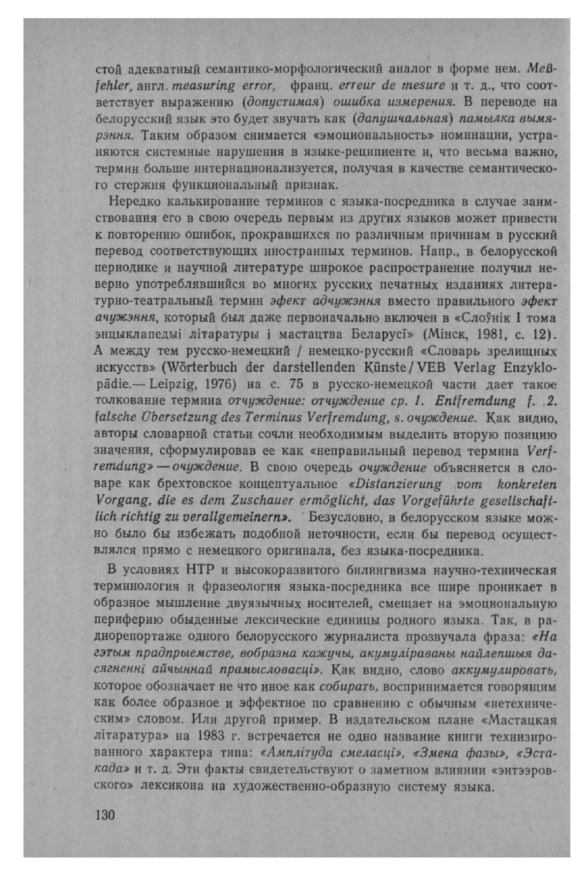стой адекватный семантико-морфологический аналог в форме нем. *Meßfehler*, англ. *measuring error*, франц. *erreur de mesure* и т. д., что соответствует выражению (*допустимая*) *ошибка измерения*. В переводе на белорусский язык это будет звучать как (*дапушчальная*) *памылка вымярэння*. Таким образом снимается «эмоциональность» номинации, устраняются системные нарушения в языке-реципиенте и, что весьма важно, термин больше интернационализуется, получая в качестве семантического стержня функциональный признак.

Нередко калькирование терминов с языка-посредника в случае заимствования его в свою очередь первым из других языков может привести к повторению ошибок, прокравшихся по различным причинам в русский перевод соответствующих иностранных терминов. Напр., в белорусской периодике и научной литературе широкое распространение получил неверно употреблявшийся во многих русских печатных изданиях литературно-театральный термин *эфект адчужэння* вместо правильного *эфект ачужэння*, который был даже первоначально включен в «Слоўнік I тома энцыклапедыі літаратуры і мастацтва Беларусі» (Мінск, 1981, с. 12). А между тем русско-немецкий / немецко-русский «Словарь зрелищных искусств» (Wörterbuch der darstellenden Künste / VEB Verlag Enzyklopädie.— Leipzig, 1976) на с. 75 в русско-немецкой части дает такое толкование термина *отчуждение: отчуждение ср. 1. Entfremdung f. 2. falsche Übersetzung des Terminus Verfremdung, s. очуждение*. Как видно, авторы словарной статьи сочли необходимым выделить вторую позицию значения, сформулировав ее как «неправильный перевод термина *Verfremdung*» — *очуждение*. В свою очередь *очуждение* объясняется в словаре как брехтовское концептуальное *«Distanzierung vom konkreten Vorgang, die es dem Zuschauer ermöglicht, das Vorgeführte gesellschaftlich richtig zu verallgemeinern»*. Безусловно, в белорусском языке можно было бы избежать подобной неточности, если бы перевод осуществлялся прямо с немецкого оригинала, без языка-посредника.

В условиях НТР и высокоразвитого билингвизма научно-техническая терминология и фразеология языка-посредника все шире проникает в образное мышление двуязычных носителей, смещает на эмоциональную периферию обыденные лексические единицы родного языка. Так, в радиорепортаже одного белорусского журналиста прозвучала фраза: *«На гэтым прадпрыемстве, вобразна кажучы, акумуліраваны найлепшыя дасягненні айчыннай прамысловасці»*. Как видно, слово *аккумулировать*, которое обозначает не что иное как *собирать*, воспринимается говорящим как более образное и эффектное по сравнению с обычным «нетехническим» словом. Или другой пример. В издательском плане «Мастацкая літаратура» на 1983 г. встречается не одно название книги технизированного характера типа: *«Амплітуда смеласці»*, *«Змена фазы»*, *«Эстакада»* и т. д. Эти факты свидетельствуют о заметном влиянии «энтээровского» лексикона на художественно-образную систему языка.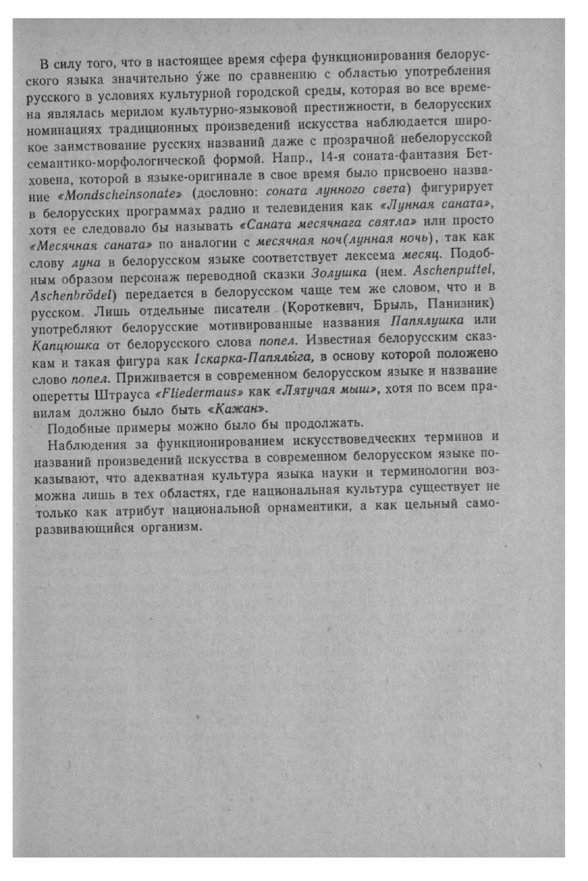В силу того, что в настоящее время сфера функционирования белорусского языка значительно у́же по сравнению с областью употребления русского в условиях культурной городской среды, которая во все времена являлась мерилом культурно-языковой престижности, в белорусских номинациях традиционных произведений искусства наблюдается широкое заимствование русских названий даже с прозрачной небелорусской семантико-морфологической формой. Напр., 14-я соната-фантазия Бетховена, которой в языке-оригинале в свое время было присвоено название *«Mondscheinsonate»* (дословно: *соната лунного света*) фигурирует в белорусских программах радио и телевидения как *«Лунная саната»*, хотя ее следовало бы называть *«Саната месячнага святла»* или просто *«Месячная саната»* по аналогии с *месячная ноч(лунная ночь)*, так как слову *луна* в белорусском языке соответствует лексема *месяц*. Подобным образом персонаж переводной сказки *Золушка* (нем. *Aschenputtel, Aschenbrödel*) передается в белорусском чаще тем же словом, что и в русском. Лишь отдельные писатели (Короткевич, Брыль, Панизник) употребляют белорусские мотивированные названия *Папялушка* или *Капцюшка* от белорусского слова *попел*. Известная белорусским сказкам и такая фигура как *Іскарка-Папялыга*, в основу которой положено слово *попел*. Приживается в современном белорусском языке и название оперетты Штрауса *«Fliedermaus»* как *«Лятучая мыш»*, хотя по всем правилам должно было быть *«Кажан»*.

Подобные примеры можно было бы продолжать.

Наблюдения за функционированием искусствоведческих терминов и названий произведений искусства в современном белорусском языке показывают, что адекватная культура языка науки и терминологии возможна лишь в тех областях, где национальная культура существует не только как атрибут национальной орнаментики, а как цельный саморазвивающийся организм.